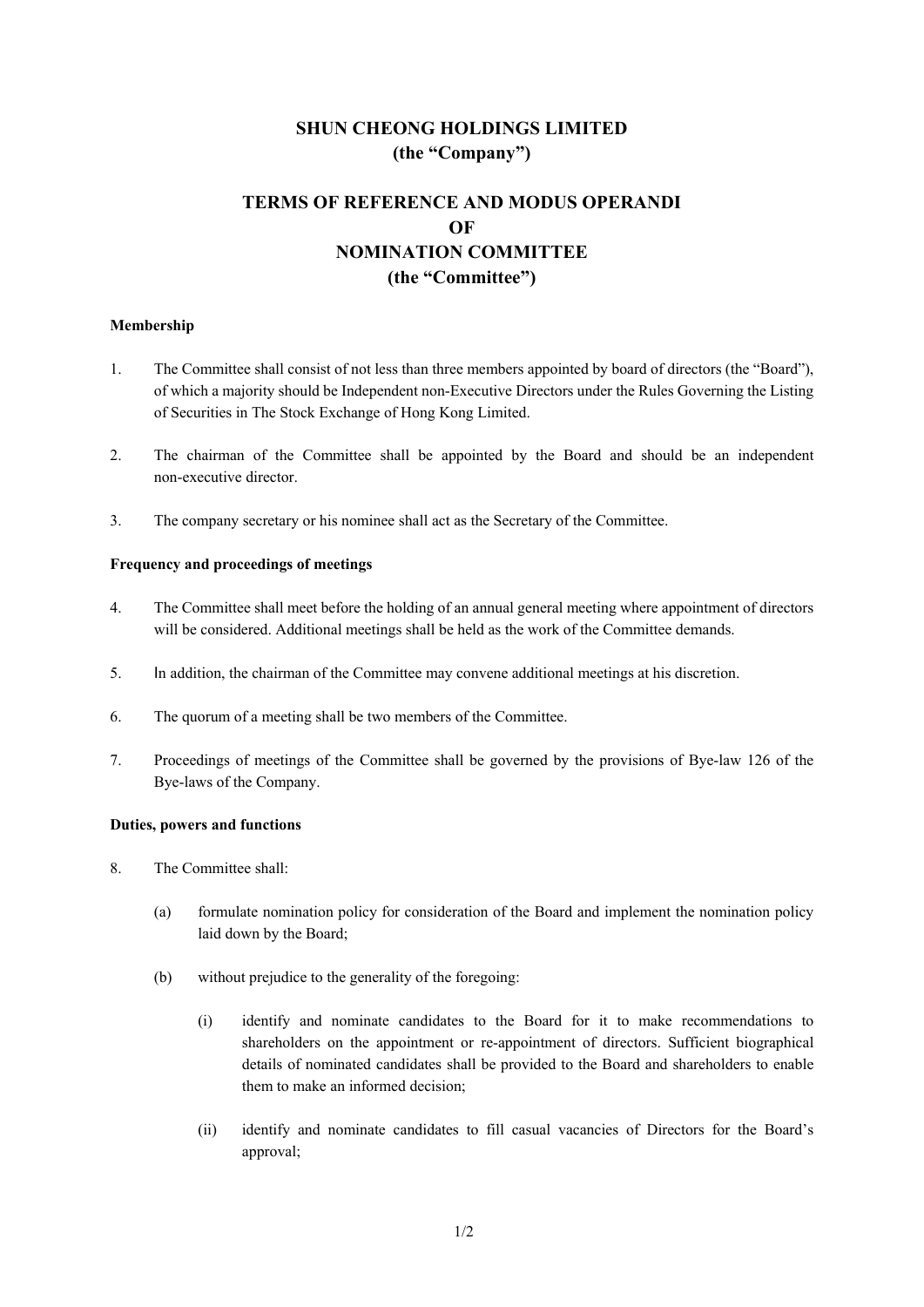# SHUN CHEONG HOLDINGS LIMITED
# (the "Company")

## TERMS OF REFERENCE AND MODUS OPERANDI
## OF
## NOMINATION COMMITTEE
## (the "Committee")

**Membership**

1. The Committee shall consist of not less than three members appointed by board of directors (the "Board"), of which a majority should be Independent non-Executive Directors under the Rules Governing the Listing of Securities in The Stock Exchange of Hong Kong Limited.

2. The chairman of the Committee shall be appointed by the Board and should be an independent non-executive director.

3. The company secretary or his nominee shall act as the Secretary of the Committee.

**Frequency and proceedings of meetings**

4. The Committee shall meet before the holding of an annual general meeting where appointment of directors will be considered. Additional meetings shall be held as the work of the Committee demands.

5. In addition, the chairman of the Committee may convene additional meetings at his discretion.

6. The quorum of a meeting shall be two members of the Committee.

7. Proceedings of meetings of the Committee shall be governed by the provisions of Bye-law 126 of the Bye-laws of the Company.

**Duties, powers and functions**

8. The Committee shall:

   (a) formulate nomination policy for consideration of the Board and implement the nomination policy laid down by the Board;

   (b) without prejudice to the generality of the foregoing:

      (i) identify and nominate candidates to the Board for it to make recommendations to shareholders on the appointment or re-appointment of directors. Sufficient biographical details of nominated candidates shall be provided to the Board and shareholders to enable them to make an informed decision;

      (ii) identify and nominate candidates to fill casual vacancies of Directors for the Board's approval;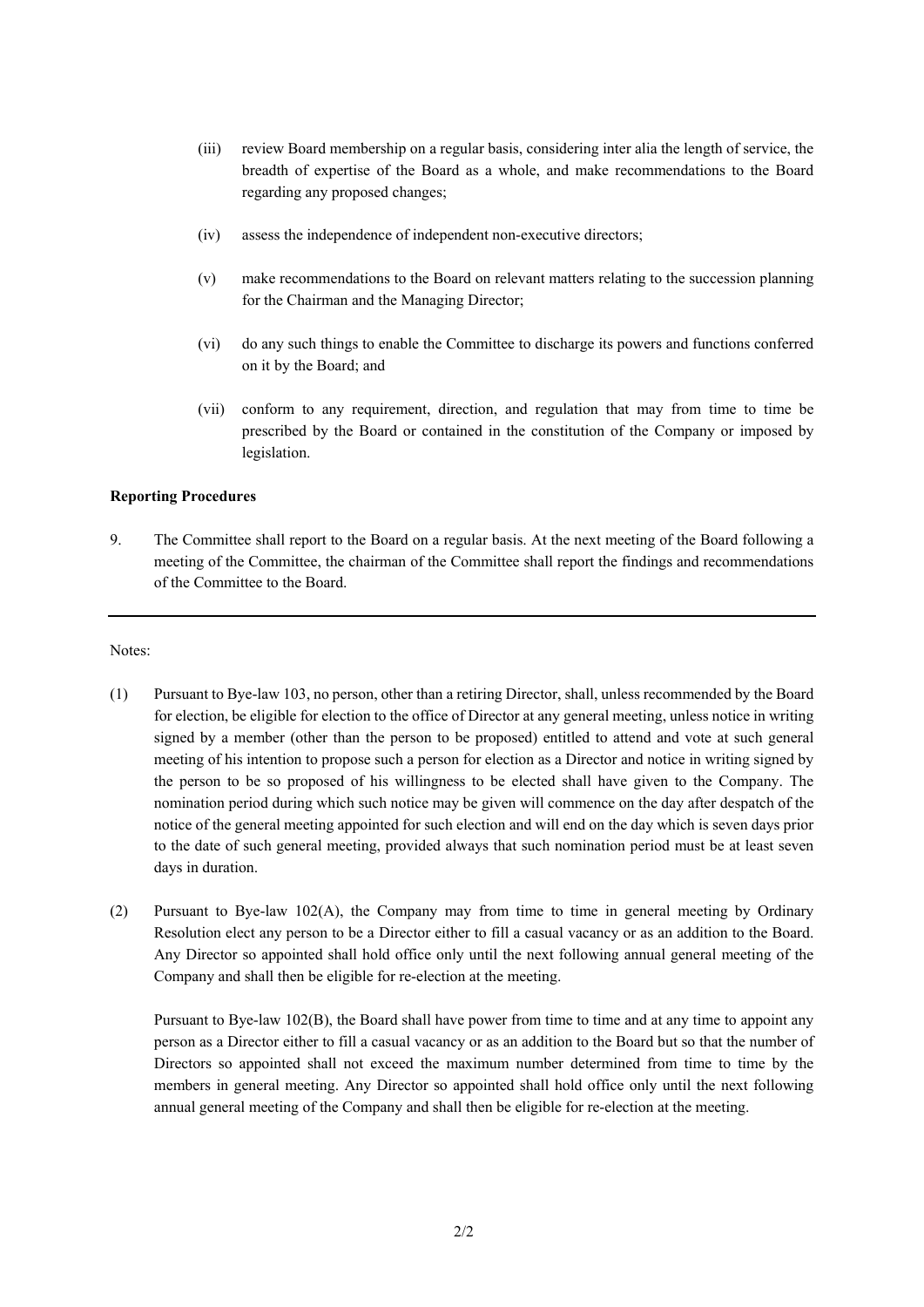(iii) review Board membership on a regular basis, considering inter alia the length of service, the breadth of expertise of the Board as a whole, and make recommendations to the Board regarding any proposed changes;

(iv) assess the independence of independent non-executive directors;

(v) make recommendations to the Board on relevant matters relating to the succession planning for the Chairman and the Managing Director;

(vi) do any such things to enable the Committee to discharge its powers and functions conferred on it by the Board; and

(vii) conform to any requirement, direction, and regulation that may from time to time be prescribed by the Board or contained in the constitution of the Company or imposed by legislation.

**Reporting Procedures**

9. The Committee shall report to the Board on a regular basis. At the next meeting of the Board following a meeting of the Committee, the chairman of the Committee shall report the findings and recommendations of the Committee to the Board.

---

Notes:

(1) Pursuant to Bye-law 103, no person, other than a retiring Director, shall, unless recommended by the Board for election, be eligible for election to the office of Director at any general meeting, unless notice in writing signed by a member (other than the person to be proposed) entitled to attend and vote at such general meeting of his intention to propose such a person for election as a Director and notice in writing signed by the person to be so proposed of his willingness to be elected shall have given to the Company. The nomination period during which such notice may be given will commence on the day after despatch of the notice of the general meeting appointed for such election and will end on the day which is seven days prior to the date of such general meeting, provided always that such nomination period must be at least seven days in duration.

(2) Pursuant to Bye-law 102(A), the Company may from time to time in general meeting by Ordinary Resolution elect any person to be a Director either to fill a casual vacancy or as an addition to the Board. Any Director so appointed shall hold office only until the next following annual general meeting of the Company and shall then be eligible for re-election at the meeting.

Pursuant to Bye-law 102(B), the Board shall have power from time to time and at any time to appoint any person as a Director either to fill a casual vacancy or as an addition to the Board but so that the number of Directors so appointed shall not exceed the maximum number determined from time to time by the members in general meeting. Any Director so appointed shall hold office only until the next following annual general meeting of the Company and shall then be eligible for re-election at the meeting.